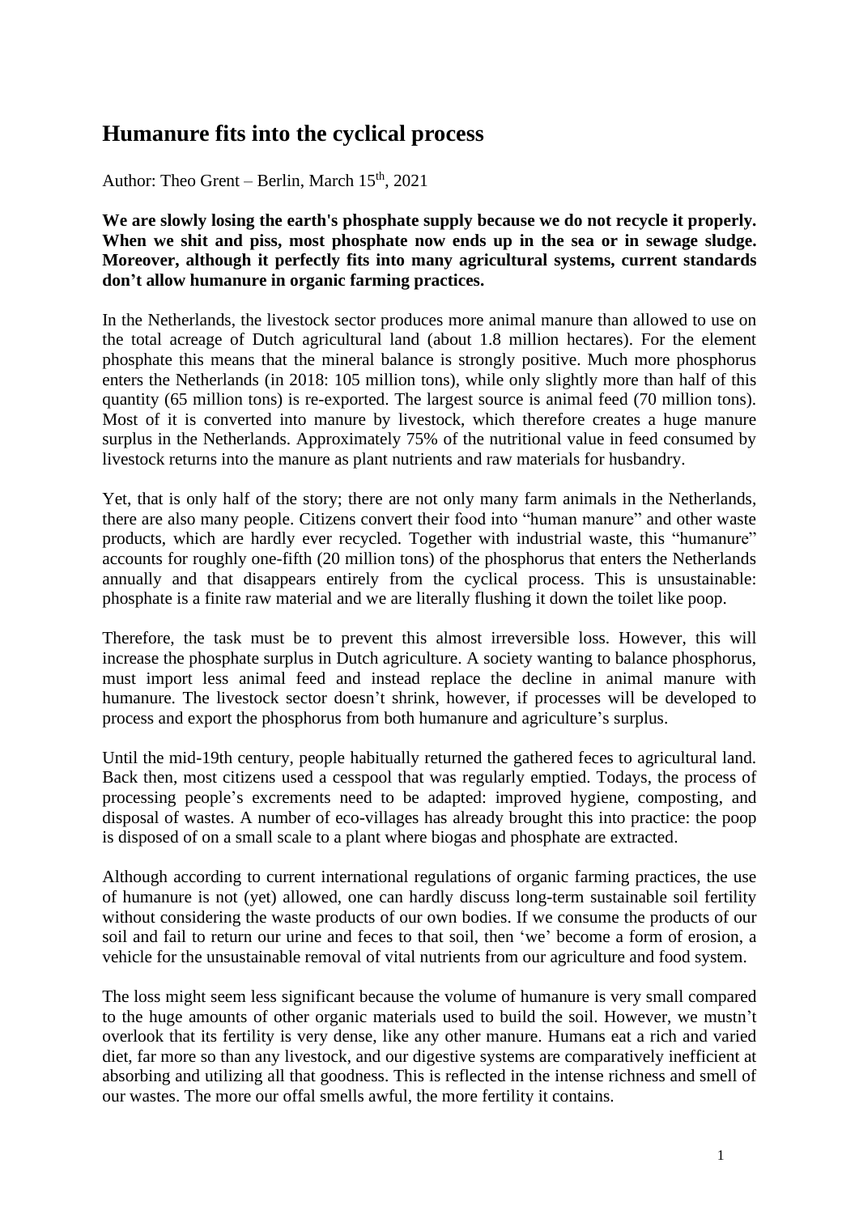# Humanure fits into the cyclical process

Author: Theo Grent – Berlin, March 15th, 2021

**We are slowly losing the earth's phosphate supply because we do not recycle it properly. When we shit and piss, most phosphate now ends up in the sea or in sewage sludge. Moreover, although it perfectly fits into many agricultural systems, current standards don't allow humanure in organic farming practices.**

In the Netherlands, the livestock sector produces more animal manure than allowed to use on the total acreage of Dutch agricultural land (about 1.8 million hectares). For the element phosphate this means that the mineral balance is strongly positive. Much more phosphorus enters the Netherlands (in 2018: 105 million tons), while only slightly more than half of this quantity (65 million tons) is re-exported. The largest source is animal feed (70 million tons). Most of it is converted into manure by livestock, which therefore creates a huge manure surplus in the Netherlands. Approximately 75% of the nutritional value in feed consumed by livestock returns into the manure as plant nutrients and raw materials for husbandry.

Yet, that is only half of the story; there are not only many farm animals in the Netherlands, there are also many people. Citizens convert their food into "human manure" and other waste products, which are hardly ever recycled. Together with industrial waste, this "humanure" accounts for roughly one-fifth (20 million tons) of the phosphorus that enters the Netherlands annually and that disappears entirely from the cyclical process. This is unsustainable: phosphate is a finite raw material and we are literally flushing it down the toilet like poop.

Therefore, the task must be to prevent this almost irreversible loss. However, this will increase the phosphate surplus in Dutch agriculture. A society wanting to balance phosphorus, must import less animal feed and instead replace the decline in animal manure with humanure. The livestock sector doesn't shrink, however, if processes will be developed to process and export the phosphorus from both humanure and agriculture's surplus.

Until the mid-19th century, people habitually returned the gathered feces to agricultural land. Back then, most citizens used a cesspool that was regularly emptied. Todays, the process of processing people's excrements need to be adapted: improved hygiene, composting, and disposal of wastes. A number of eco-villages has already brought this into practice: the poop is disposed of on a small scale to a plant where biogas and phosphate are extracted.

Although according to current international regulations of organic farming practices, the use of humanure is not (yet) allowed, one can hardly discuss long-term sustainable soil fertility without considering the waste products of our own bodies. If we consume the products of our soil and fail to return our urine and feces to that soil, then 'we' become a form of erosion, a vehicle for the unsustainable removal of vital nutrients from our agriculture and food system.

The loss might seem less significant because the volume of humanure is very small compared to the huge amounts of other organic materials used to build the soil. However, we mustn't overlook that its fertility is very dense, like any other manure. Humans eat a rich and varied diet, far more so than any livestock, and our digestive systems are comparatively inefficient at absorbing and utilizing all that goodness. This is reflected in the intense richness and smell of our wastes. The more our offal smells awful, the more fertility it contains.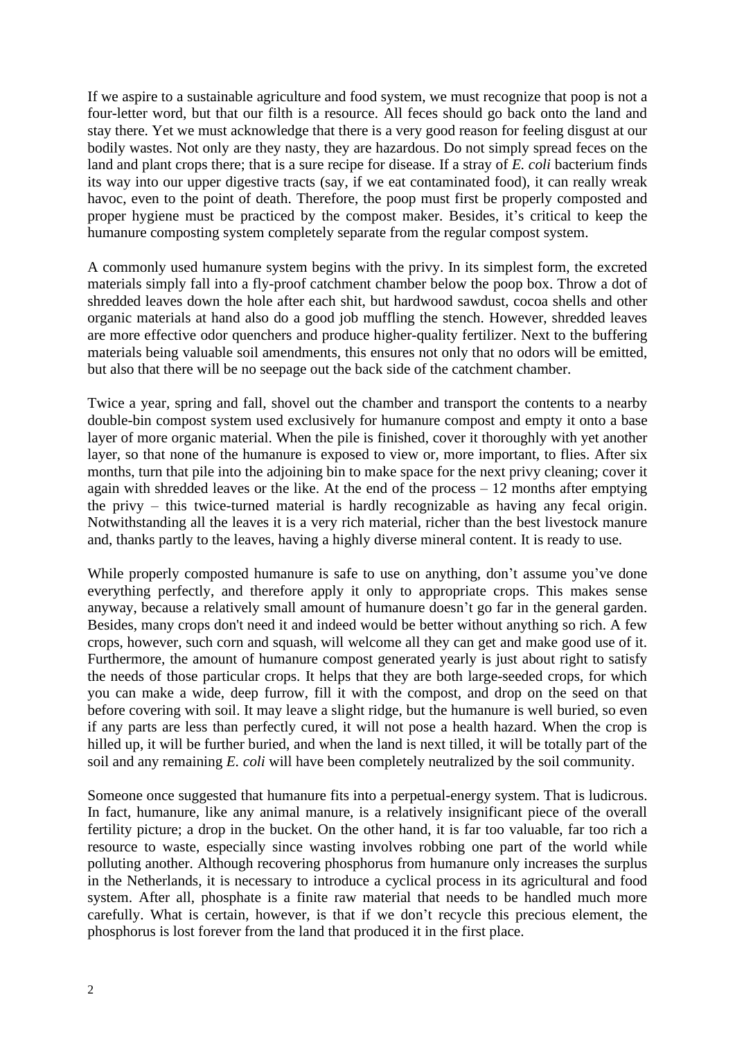If we aspire to a sustainable agriculture and food system, we must recognize that poop is not a four-letter word, but that our filth is a resource. All feces should go back onto the land and stay there. Yet we must acknowledge that there is a very good reason for feeling disgust at our bodily wastes. Not only are they nasty, they are hazardous. Do not simply spread feces on the land and plant crops there; that is a sure recipe for disease. If a stray of *E. coli* bacterium finds its way into our upper digestive tracts (say, if we eat contaminated food), it can really wreak havoc, even to the point of death. Therefore, the poop must first be properly composted and proper hygiene must be practiced by the compost maker. Besides, it's critical to keep the humanure composting system completely separate from the regular compost system.

A commonly used humanure system begins with the privy. In its simplest form, the excreted materials simply fall into a fly-proof catchment chamber below the poop box. Throw a dot of shredded leaves down the hole after each shit, but hardwood sawdust, cocoa shells and other organic materials at hand also do a good job muffling the stench. However, shredded leaves are more effective odor quenchers and produce higher-quality fertilizer. Next to the buffering materials being valuable soil amendments, this ensures not only that no odors will be emitted, but also that there will be no seepage out the back side of the catchment chamber.

Twice a year, spring and fall, shovel out the chamber and transport the contents to a nearby double-bin compost system used exclusively for humanure compost and empty it onto a base layer of more organic material. When the pile is finished, cover it thoroughly with yet another layer, so that none of the humanure is exposed to view or, more important, to flies. After six months, turn that pile into the adjoining bin to make space for the next privy cleaning; cover it again with shredded leaves or the like. At the end of the process – 12 months after emptying the privy – this twice-turned material is hardly recognizable as having any fecal origin. Notwithstanding all the leaves it is a very rich material, richer than the best livestock manure and, thanks partly to the leaves, having a highly diverse mineral content. It is ready to use.

While properly composted humanure is safe to use on anything, don't assume you've done everything perfectly, and therefore apply it only to appropriate crops. This makes sense anyway, because a relatively small amount of humanure doesn't go far in the general garden. Besides, many crops don't need it and indeed would be better without anything so rich. A few crops, however, such corn and squash, will welcome all they can get and make good use of it. Furthermore, the amount of humanure compost generated yearly is just about right to satisfy the needs of those particular crops. It helps that they are both large-seeded crops, for which you can make a wide, deep furrow, fill it with the compost, and drop on the seed on that before covering with soil. It may leave a slight ridge, but the humanure is well buried, so even if any parts are less than perfectly cured, it will not pose a health hazard. When the crop is hilled up, it will be further buried, and when the land is next tilled, it will be totally part of the soil and any remaining *E. coli* will have been completely neutralized by the soil community.

Someone once suggested that humanure fits into a perpetual-energy system. That is ludicrous. In fact, humanure, like any animal manure, is a relatively insignificant piece of the overall fertility picture; a drop in the bucket. On the other hand, it is far too valuable, far too rich a resource to waste, especially since wasting involves robbing one part of the world while polluting another. Although recovering phosphorus from humanure only increases the surplus in the Netherlands, it is necessary to introduce a cyclical process in its agricultural and food system. After all, phosphate is a finite raw material that needs to be handled much more carefully. What is certain, however, is that if we don't recycle this precious element, the phosphorus is lost forever from the land that produced it in the first place.